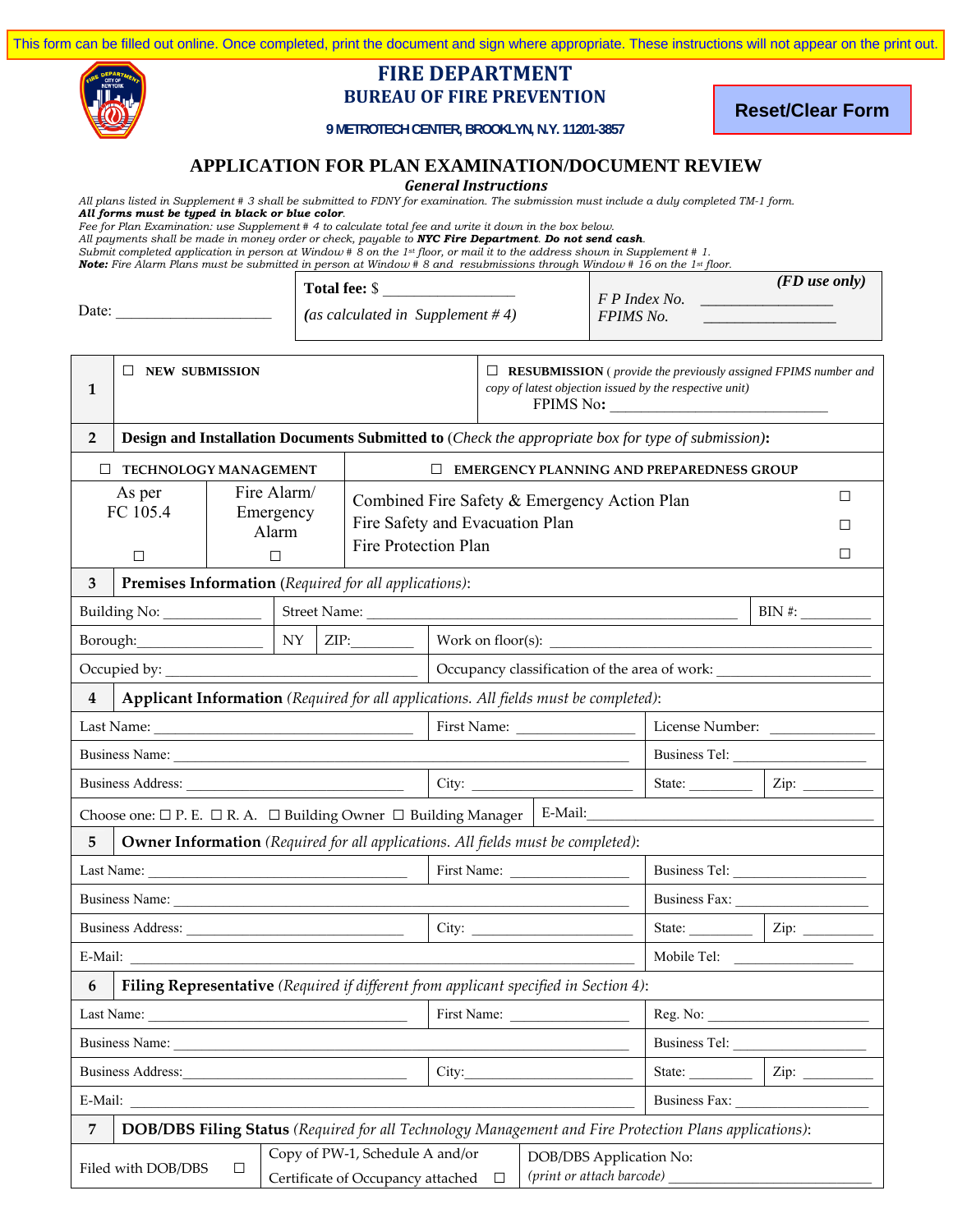This form can be filled out online. Once completed, print the document and sign where appropriate. These instructions will not appear on the print out.

# FIRE DEPARTMENT

## BUREAU OF FIRE PREVENTION

**9 METROTECH CENTER, BROOKLYN, N.Y. 11201-3857**

Reset/Clear Form

## APPLICATION FOR PLAN EXAMINATION/DOCUMENT REVIEW

### *General Instructions*

*All plans listed in Supplement # 3 shall be submitted to FDNY for examination. The submission must include a duly completed TM-1 form.*
***All forms must be typed in black or blue color.***
*Fee for Plan Examination: use Supplement # 4 to calculate total fee and write it down in the box below.*
*All payments shall be made in money order or check, payable to **NYC Fire Department**. **Do not send cash**.*
*Submit completed application in person at Window # 8 on the 1st floor, or mail it to the address shown in Supplement # 1.*
***Note:** Fire Alarm Plans must be submitted in person at Window # 8 and resubmissions through Window # 16 on the 1st floor.*

| Date: ____________________ | **Total fee:** $ ________________ *(as calculated in Supplement # 4)* | *(FD use only)* F P Index No. ________________ FPIMS No. ________________ |
|---|---|---|

| | | | | |
|---|---|---|---|---|
| **1** | ☐ **NEW SUBMISSION** | | ☐ **RESUBMISSION** ( *provide the previously assigned FPIMS number and copy of latest objection issued by the respective unit)* FPIMS No: ____________________ | |
| **2** | **Design and Installation Documents Submitted to** (*Check the appropriate box for type of submission)***:** | | | |
| ☐ **TECHNOLOGY MANAGEMENT** | | ☐ **EMERGENCY PLANNING AND PREPAREDNESS GROUP** | | |
| As per FC 105.4 ☐ | Fire Alarm/ Emergency Alarm ☐ | Combined Fire Safety & Emergency Action Plan ☐ | Fire Safety and Evacuation Plan ☐ | Fire Protection Plan ☐ |

| | | | |
|---|---|---|---|
| **3** | **Premises Information** (*Required for all applications)*: | | |
| Building No: ____________ | Street Name: ________________________________ | | BIN #: _________ |
| Borough: ________________ | NY | ZIP: ________ | Work on floor(s): ________________________ |
| Occupied by: ______________________________ | | | Occupancy classification of the area of work: ____________________ |

| | | | |
|---|---|---|---|
| **4** | **Applicant Information** (*Required for all applications. All fields must be completed)*: | | |
| Last Name: ______________________ | First Name: ______________ | License Number: ______________ | |
| Business Name: ______________________________________ | | Business Tel: ________________ | |
| Business Address: ____________________ | City: ________________ | State: ________ | Zip: _________ |
| Choose one: ☐ P. E. ☐ R. A. ☐ Building Owner ☐ Building Manager | E-Mail: ______________________________ | | |

| | | | |
|---|---|---|---|
| **5** | **Owner Information** (*Required for all applications. All fields must be completed)*: | | |
| Last Name: ______________________ | First Name: ______________ | Business Tel: ________________ | |
| Business Name: ______________________________________ | | Business Fax: ________________ | |
| Business Address: ____________________ | City: ________________ | State: ________ | Zip: _________ |
| E-Mail: ______________________________________ | | Mobile Tel: ________________ | |

| | | | |
|---|---|---|---|
| **6** | **Filing Representative** (*Required if different from applicant specified in Section 4)*: | | |
| Last Name: ______________________ | First Name: ______________ | Reg. No: ________________ | |
| Business Name: ______________________________________ | | Business Tel: ________________ | |
| Business Address: ____________________ | City: ________________ | State: ________ | Zip: _________ |
| E-Mail: ______________________________________ | | Business Fax: ________________ | |

| | | |
|---|---|---|
| **7** | **DOB/DBS Filing Status** (*Required for all Technology Management and Fire Protection Plans applications)*: | |
| Filed with DOB/DBS ☐ | Copy of PW-1, Schedule A and/or Certificate of Occupancy attached ☐ | DOB/DBS Application No: *(print or attach barcode)* ________________________ |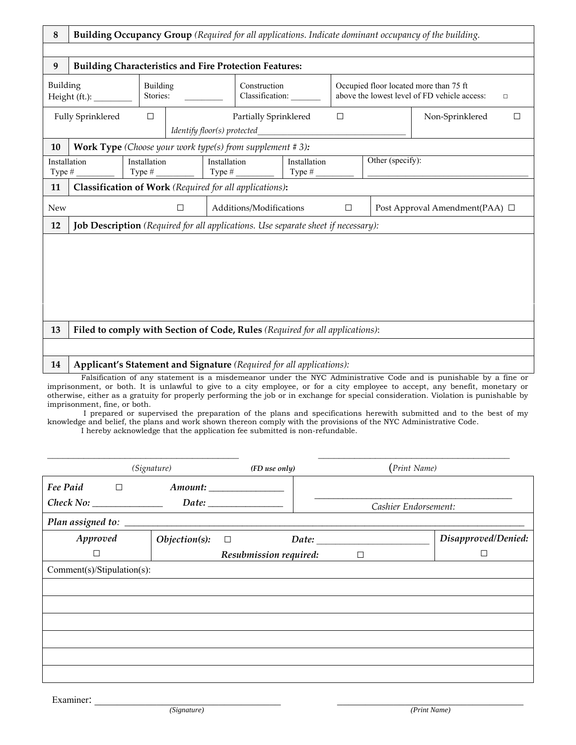| 8 | **Building Occupancy Group** *(Required for all applications. Indicate dominant occupancy of the building.* |
|---|---|
| | |

| 9 | **Building Characteristics and Fire Protection Features:** | | |
|---|---|---|---|
| Building Height (ft.): ________ | Building Stories: ________ | Construction Classification: _______ | Occupied floor located more than 75 ft above the lowest level of FD vehicle access: □ |
| Fully Sprinklered □ | Partially Sprinklered □ *Identify floor(s) protected*_______________ | | Non-Sprinklered □ |

| 10 | **Work Type** *(Choose your work type(s) from supplement # 3)*: | | | |
|---|---|---|---|---|
| Installation Type # _________ | Installation Type # _________ | Installation Type # _________ | Installation Type # _________ | Other (specify): _______________ |

| 11 | **Classification of Work** *(Required for all applications)*: | |
|---|---|---|
| New □ | Additions/Modifications □ | Post Approval Amendment(PAA) □ |

| 12 | **Job Description** *(Required for all applications. Use separate sheet if necessary)*: |
|---|---|
| | |

| 13 | **Filed to comply with Section of Code, Rules** *(Required for all applications)*: |
|---|---|
| | |

| 14 | **Applicant's Statement and Signature** *(Required for all applications)*: |
|---|---|

Falsification of any statement is a misdemeanor under the NYC Administrative Code and is punishable by a fine or imprisonment, or both. It is unlawful to give to a city employee, or for a city employee to accept, any benefit, monetary or otherwise, either as a gratuity for properly performing the job or in exchange for special consideration. Violation is punishable by imprisonment, fine, or both.

I prepared or supervised the preparation of the plans and specifications herewith submitted and to the best of my knowledge and belief, the plans and work shown thereon comply with the provisions of the NYC Administrative Code.

I hereby acknowledge that the application fee submitted is non-refundable.

_________________________________ _________________________________

*(Signature)* ***(FD use only)*** *(Print Name)*

| *Fee Paid* □ *Amount:* _______________ *Check No:* _______________ *Date:* _______________ | _______________ *Cashier Endorsement:* | |
|---|---|---|
| *Plan assigned to:* _______________ | | |
| *Approved* □ | *Objection(s):* □ *Date:* _______________ *Resubmission required:* □ | *Disapproved/Denied:* □ |
| Comment(s)/Stipulation(s): | | |
| | | |
| | | |
| | | |
| | | |
| | | |
| | | |

Examiner: _________________________________ _________________________________

*(Signature)* *(Print Name)*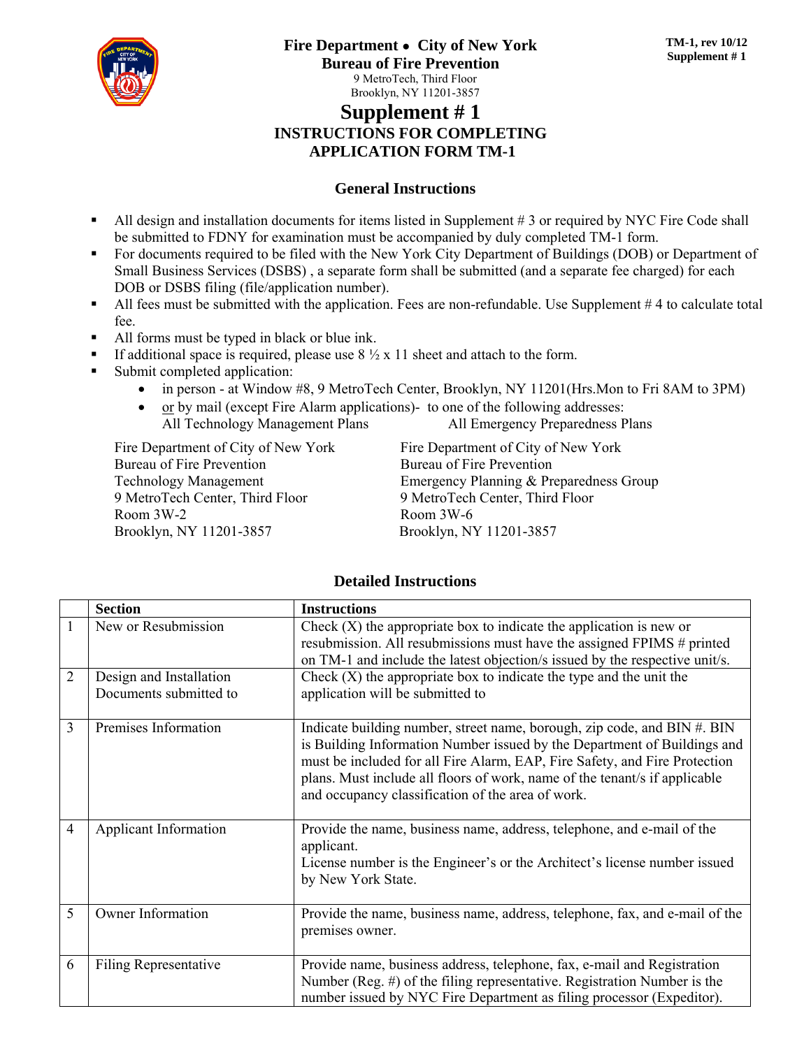**Fire Department • City of New York**
**Bureau of Fire Prevention**
9 MetroTech, Third Floor
Brooklyn, NY 11201-3857

**TM-1, rev 10/12**
**Supplement # 1**

# Supplement # 1

## INSTRUCTIONS FOR COMPLETING APPLICATION FORM TM-1

### General Instructions

- All design and installation documents for items listed in Supplement # 3 or required by NYC Fire Code shall be submitted to FDNY for examination must be accompanied by duly completed TM-1 form.
- For documents required to be filed with the New York City Department of Buildings (DOB) or Department of Small Business Services (DSBS) , a separate form shall be submitted (and a separate fee charged) for each DOB or DSBS filing (file/application number).
- All fees must be submitted with the application. Fees are non-refundable. Use Supplement # 4 to calculate total fee.
- All forms must be typed in black or blue ink.
- If additional space is required, please use 8 ½ x 11 sheet and attach to the form.
- Submit completed application:
  - in person - at Window #8, 9 MetroTech Center, Brooklyn, NY 11201(Hrs.Mon to Fri 8AM to 3PM)
  - or by mail (except Fire Alarm applications)- to one of the following addresses:

All Technology Management Plans

Fire Department of City of New York
Bureau of Fire Prevention
Technology Management
9 MetroTech Center, Third Floor
Room 3W-2
Brooklyn, NY 11201-3857

All Emergency Preparedness Plans

Fire Department of City of New York
Bureau of Fire Prevention
Emergency Planning & Preparedness Group
9 MetroTech Center, Third Floor
Room 3W-6
Brooklyn, NY 11201-3857

### Detailed Instructions

| | Section | Instructions |
|---|---|---|
| 1 | New or Resubmission | Check (X) the appropriate box to indicate the application is new or resubmission. All resubmissions must have the assigned FPIMS # printed on TM-1 and include the latest objection/s issued by the respective unit/s. |
| 2 | Design and Installation Documents submitted to | Check (X) the appropriate box to indicate the type and the unit the application will be submitted to |
| 3 | Premises Information | Indicate building number, street name, borough, zip code, and BIN #. BIN is Building Information Number issued by the Department of Buildings and must be included for all Fire Alarm, EAP, Fire Safety, and Fire Protection plans. Must include all floors of work, name of the tenant/s if applicable and occupancy classification of the area of work. |
| 4 | Applicant Information | Provide the name, business name, address, telephone, and e-mail of the applicant.<br>License number is the Engineer's or the Architect's license number issued by New York State. |
| 5 | Owner Information | Provide the name, business name, address, telephone, fax, and e-mail of the premises owner. |
| 6 | Filing Representative | Provide name, business address, telephone, fax, e-mail and Registration Number (Reg. #) of the filing representative. Registration Number is the number issued by NYC Fire Department as filing processor (Expeditor). |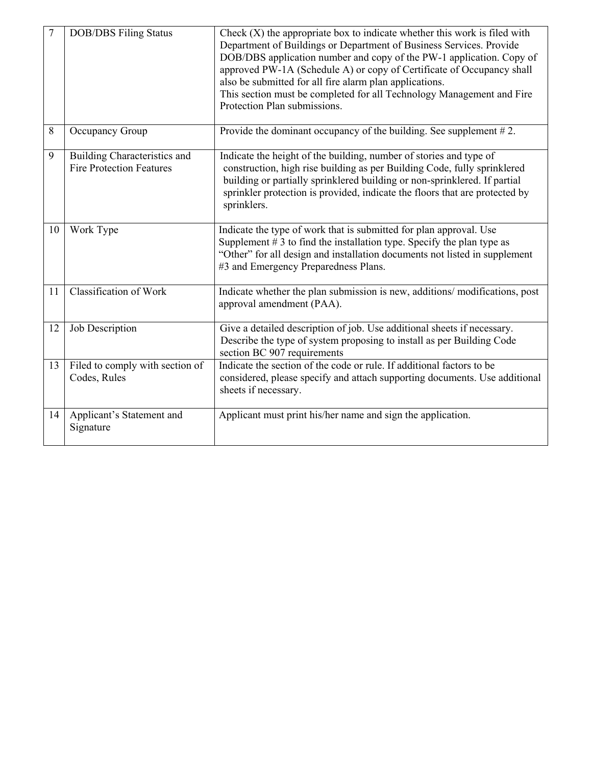| | | |
|---|---|---|
| 7 | DOB/DBS Filing Status | Check (X) the appropriate box to indicate whether this work is filed with Department of Buildings or Department of Business Services. Provide DOB/DBS application number and copy of the PW-1 application. Copy of approved PW-1A (Schedule A) or copy of Certificate of Occupancy shall also be submitted for all fire alarm plan applications.<br>This section must be completed for all Technology Management and Fire Protection Plan submissions. |
| 8 | Occupancy Group | Provide the dominant occupancy of the building. See supplement # 2. |
| 9 | Building Characteristics and Fire Protection Features | Indicate the height of the building, number of stories and type of construction, high rise building as per Building Code, fully sprinklered building or partially sprinklered building or non-sprinklered. If partial sprinkler protection is provided, indicate the floors that are protected by sprinklers. |
| 10 | Work Type | Indicate the type of work that is submitted for plan approval. Use Supplement # 3 to find the installation type. Specify the plan type as "Other" for all design and installation documents not listed in supplement #3 and Emergency Preparedness Plans. |
| 11 | Classification of Work | Indicate whether the plan submission is new, additions/ modifications, post approval amendment (PAA). |
| 12 | Job Description | Give a detailed description of job. Use additional sheets if necessary. Describe the type of system proposing to install as per Building Code section BC 907 requirements |
| 13 | Filed to comply with section of Codes, Rules | Indicate the section of the code or rule. If additional factors to be considered, please specify and attach supporting documents. Use additional sheets if necessary. |
| 14 | Applicant's Statement and Signature | Applicant must print his/her name and sign the application. |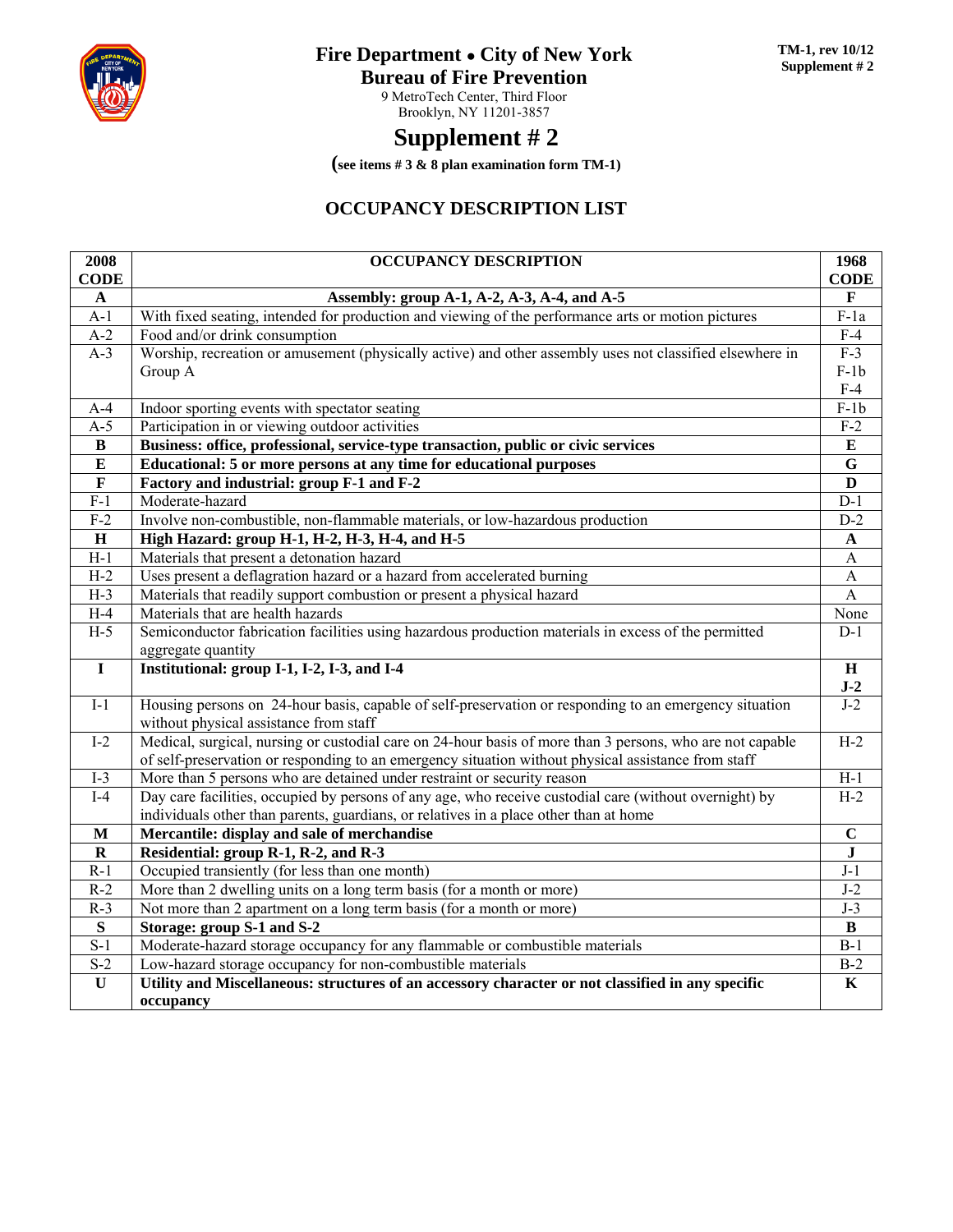# Fire Department • City of New York

## Bureau of Fire Prevention

9 MetroTech Center, Third Floor
Brooklyn, NY 11201-3857

TM-1, rev 10/12
Supplement # 2

# Supplement # 2

(see items # 3 & 8 plan examination form TM-1)

## OCCUPANCY DESCRIPTION LIST

| 2008 CODE | OCCUPANCY DESCRIPTION | 1968 CODE |
|---|---|---|
| **A** | **Assembly: group A-1, A-2, A-3, A-4, and A-5** | **F** |
| A-1 | With fixed seating, intended for production and viewing of the performance arts or motion pictures | F-1a |
| A-2 | Food and/or drink consumption | F-4 |
| A-3 | Worship, recreation or amusement (physically active) and other assembly uses not classified elsewhere in Group A | F-3<br>F-1b<br>F-4 |
| A-4 | Indoor sporting events with spectator seating | F-1b |
| A-5 | Participation in or viewing outdoor activities | F-2 |
| **B** | **Business: office, professional, service-type transaction, public or civic services** | **E** |
| **E** | **Educational: 5 or more persons at any time for educational purposes** | **G** |
| **F** | **Factory and industrial: group F-1 and F-2** | **D** |
| F-1 | Moderate-hazard | D-1 |
| F-2 | Involve non-combustible, non-flammable materials, or low-hazardous production | D-2 |
| **H** | **High Hazard: group H-1, H-2, H-3, H-4, and H-5** | **A** |
| H-1 | Materials that present a detonation hazard | A |
| H-2 | Uses present a deflagration hazard or a hazard from accelerated burning | A |
| H-3 | Materials that readily support combustion or present a physical hazard | A |
| H-4 | Materials that are health hazards | None |
| H-5 | Semiconductor fabrication facilities using hazardous production materials in excess of the permitted aggregate quantity | D-1 |
| **I** | **Institutional: group I-1, I-2, I-3, and I-4** | **H**<br>**J-2** |
| I-1 | Housing persons on 24-hour basis, capable of self-preservation or responding to an emergency situation without physical assistance from staff | J-2 |
| I-2 | Medical, surgical, nursing or custodial care on 24-hour basis of more than 3 persons, who are not capable of self-preservation or responding to an emergency situation without physical assistance from staff | H-2 |
| I-3 | More than 5 persons who are detained under restraint or security reason | H-1 |
| I-4 | Day care facilities, occupied by persons of any age, who receive custodial care (without overnight) by individuals other than parents, guardians, or relatives in a place other than at home | H-2 |
| **M** | **Mercantile: display and sale of merchandise** | **C** |
| **R** | **Residential: group R-1, R-2, and R-3** | **J** |
| R-1 | Occupied transiently (for less than one month) | J-1 |
| R-2 | More than 2 dwelling units on a long term basis (for a month or more) | J-2 |
| R-3 | Not more than 2 apartment on a long term basis (for a month or more) | J-3 |
| **S** | **Storage: group S-1 and S-2** | **B** |
| S-1 | Moderate-hazard storage occupancy for any flammable or combustible materials | B-1 |
| S-2 | Low-hazard storage occupancy for non-combustible materials | B-2 |
| **U** | **Utility and Miscellaneous: structures of an accessory character or not classified in any specific occupancy** | **K** |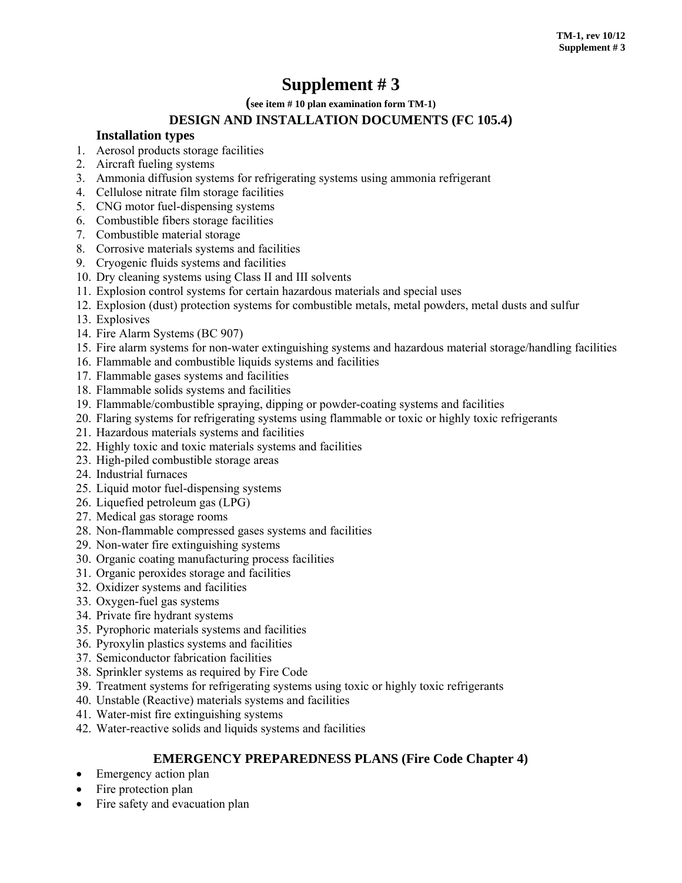# Supplement # 3

**(see item # 10 plan examination form TM-1)**

## DESIGN AND INSTALLATION DOCUMENTS (FC 105.4)

### Installation types

1. Aerosol products storage facilities
2. Aircraft fueling systems
3. Ammonia diffusion systems for refrigerating systems using ammonia refrigerant
4. Cellulose nitrate film storage facilities
5. CNG motor fuel-dispensing systems
6. Combustible fibers storage facilities
7. Combustible material storage
8. Corrosive materials systems and facilities
9. Cryogenic fluids systems and facilities
10. Dry cleaning systems using Class II and III solvents
11. Explosion control systems for certain hazardous materials and special uses
12. Explosion (dust) protection systems for combustible metals, metal powders, metal dusts and sulfur
13. Explosives
14. Fire Alarm Systems (BC 907)
15. Fire alarm systems for non-water extinguishing systems and hazardous material storage/handling facilities
16. Flammable and combustible liquids systems and facilities
17. Flammable gases systems and facilities
18. Flammable solids systems and facilities
19. Flammable/combustible spraying, dipping or powder-coating systems and facilities
20. Flaring systems for refrigerating systems using flammable or toxic or highly toxic refrigerants
21. Hazardous materials systems and facilities
22. Highly toxic and toxic materials systems and facilities
23. High-piled combustible storage areas
24. Industrial furnaces
25. Liquid motor fuel-dispensing systems
26. Liquefied petroleum gas (LPG)
27. Medical gas storage rooms
28. Non-flammable compressed gases systems and facilities
29. Non-water fire extinguishing systems
30. Organic coating manufacturing process facilities
31. Organic peroxides storage and facilities
32. Oxidizer systems and facilities
33. Oxygen-fuel gas systems
34. Private fire hydrant systems
35. Pyrophoric materials systems and facilities
36. Pyroxylin plastics systems and facilities
37. Semiconductor fabrication facilities
38. Sprinkler systems as required by Fire Code
39. Treatment systems for refrigerating systems using toxic or highly toxic refrigerants
40. Unstable (Reactive) materials systems and facilities
41. Water-mist fire extinguishing systems
42. Water-reactive solids and liquids systems and facilities

## EMERGENCY PREPAREDNESS PLANS (Fire Code Chapter 4)

- Emergency action plan
- Fire protection plan
- Fire safety and evacuation plan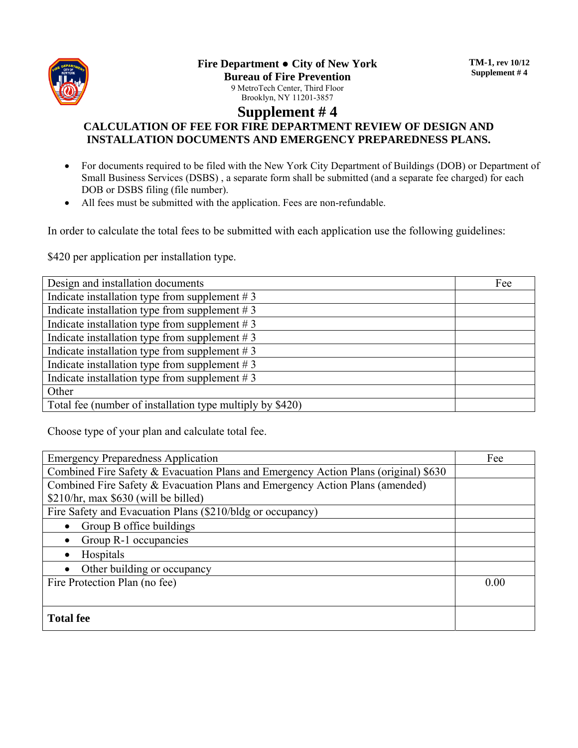**Fire Department ● City of New York**
**Bureau of Fire Prevention**
9 MetroTech Center, Third Floor
Brooklyn, NY 11201-3857

**TM-1, rev 10/12**
**Supplement # 4**

# Supplement # 4

## CALCULATION OF FEE FOR FIRE DEPARTMENT REVIEW OF DESIGN AND INSTALLATION DOCUMENTS AND EMERGENCY PREPAREDNESS PLANS.

- For documents required to be filed with the New York City Department of Buildings (DOB) or Department of Small Business Services (DSBS) , a separate form shall be submitted (and a separate fee charged) for each DOB or DSBS filing (file number).
- All fees must be submitted with the application. Fees are non-refundable.

In order to calculate the total fees to be submitted with each application use the following guidelines:

$420 per application per installation type.

| Design and installation documents | Fee |
|---|---|
| Indicate installation type from supplement # 3 | |
| Indicate installation type from supplement # 3 | |
| Indicate installation type from supplement # 3 | |
| Indicate installation type from supplement # 3 | |
| Indicate installation type from supplement # 3 | |
| Indicate installation type from supplement # 3 | |
| Indicate installation type from supplement # 3 | |
| Other | |
| Total fee (number of installation type multiply by $420) | |

Choose type of your plan and calculate total fee.

| Emergency Preparedness Application | Fee |
|---|---|
| Combined Fire Safety & Evacuation Plans and Emergency Action Plans (original) $630 | |
| Combined Fire Safety & Evacuation Plans and Emergency Action Plans (amended) $210/hr, max $630 (will be billed) | |
| Fire Safety and Evacuation Plans ($210/bldg or occupancy) | |
| • Group B office buildings | |
| • Group R-1 occupancies | |
| • Hospitals | |
| • Other building or occupancy | |
| Fire Protection Plan (no fee) | 0.00 |
| **Total fee** | |